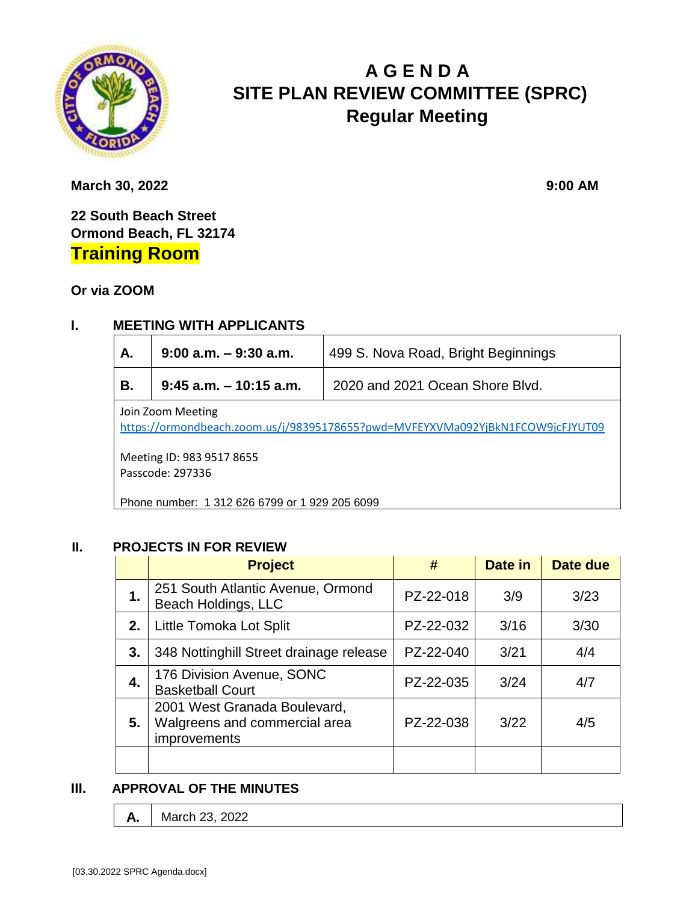# A G E N D A
# SITE PLAN REVIEW COMMITTEE (SPRC)
## Regular Meeting

**March 30, 2022** **9:00 AM**

**22 South Beach Street**
**Ormond Beach, FL 32174**
**Training Room**

**Or via ZOOM**

## I. MEETING WITH APPLICANTS

| | | |
|---|---|---|
| **A.** | **9:00 a.m. – 9:30 a.m.** | 499 S. Nova Road, Bright Beginnings |
| **B.** | **9:45 a.m. – 10:15 a.m.** | 2020 and 2021 Ocean Shore Blvd. |

Join Zoom Meeting
https://ormondbeach.zoom.us/j/98395178655?pwd=MVFEYXVMa092YjBkN1FCOW9jcFJYUT09

Meeting ID: 983 9517 8655
Passcode: 297336

Phone number: 1 312 626 6799 or 1 929 205 6099

## II. PROJECTS IN FOR REVIEW

| | Project | # | Date in | Date due |
|---|---|---|---|---|
| **1.** | 251 South Atlantic Avenue, Ormond Beach Holdings, LLC | PZ-22-018 | 3/9 | 3/23 |
| **2.** | Little Tomoka Lot Split | PZ-22-032 | 3/16 | 3/30 |
| **3.** | 348 Nottinghill Street drainage release | PZ-22-040 | 3/21 | 4/4 |
| **4.** | 176 Division Avenue, SONC Basketball Court | PZ-22-035 | 3/24 | 4/7 |
| **5.** | 2001 West Granada Boulevard, Walgreens and commercial area improvements | PZ-22-038 | 3/22 | 4/5 |
| | | | | |

## III. APPROVAL OF THE MINUTES

| | |
|---|---|
| **A.** | March 23, 2022 |

[03.30.2022 SPRC Agenda.docx]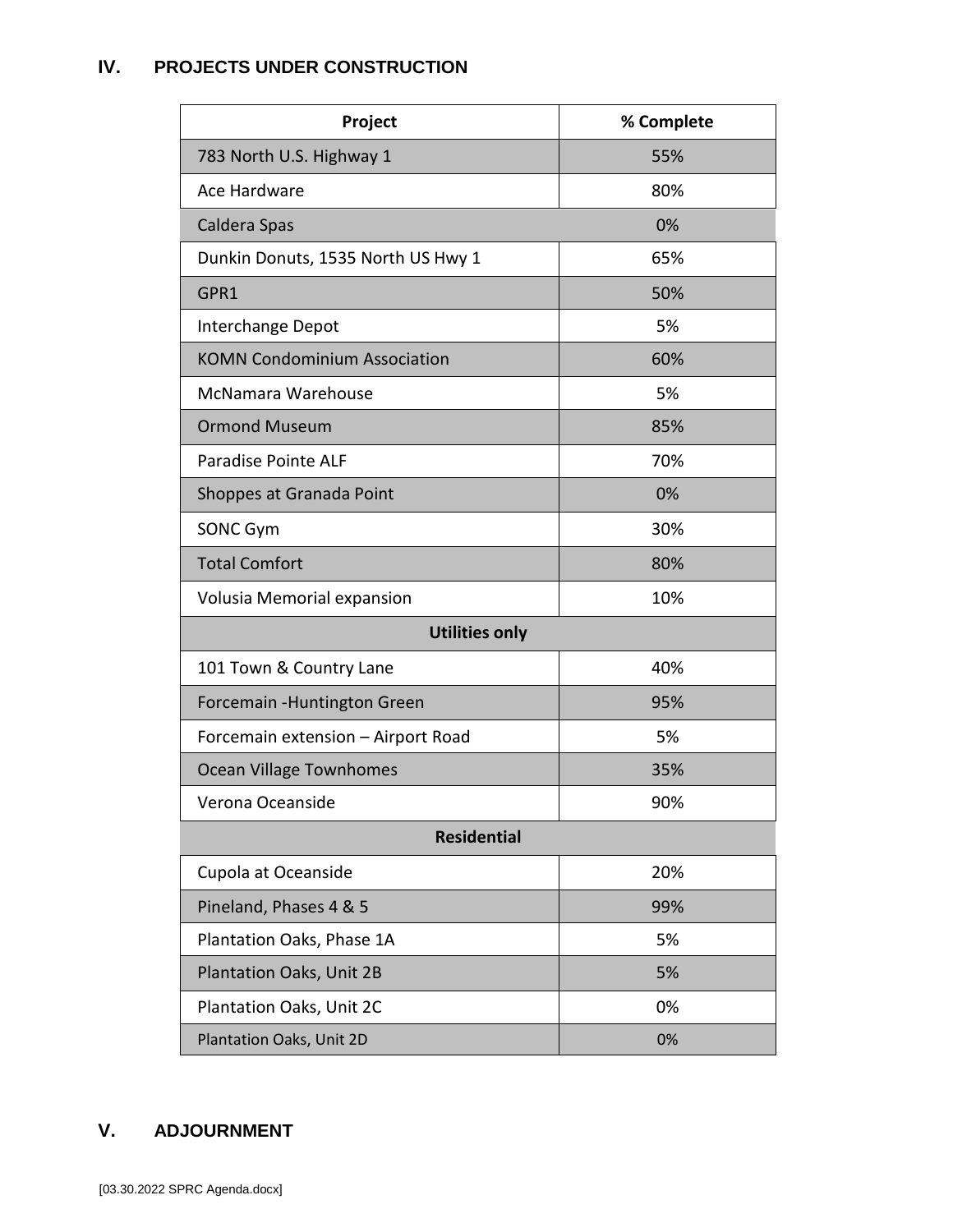## IV. PROJECTS UNDER CONSTRUCTION

| Project | % Complete |
|---|---|
| 783 North U.S. Highway 1 | 55% |
| Ace Hardware | 80% |
| Caldera Spas | 0% |
| Dunkin Donuts, 1535 North US Hwy 1 | 65% |
| GPR1 | 50% |
| Interchange Depot | 5% |
| KOMN Condominium Association | 60% |
| McNamara Warehouse | 5% |
| Ormond Museum | 85% |
| Paradise Pointe ALF | 70% |
| Shoppes at Granada Point | 0% |
| SONC Gym | 30% |
| Total Comfort | 80% |
| Volusia Memorial expansion | 10% |
| **Utilities only** | |
| 101 Town & Country Lane | 40% |
| Forcemain -Huntington Green | 95% |
| Forcemain extension – Airport Road | 5% |
| Ocean Village Townhomes | 35% |
| Verona Oceanside | 90% |
| **Residential** | |
| Cupola at Oceanside | 20% |
| Pineland, Phases 4 & 5 | 99% |
| Plantation Oaks, Phase 1A | 5% |
| Plantation Oaks, Unit 2B | 5% |
| Plantation Oaks, Unit 2C | 0% |
| Plantation Oaks, Unit 2D | 0% |

## V. ADJOURNMENT

[03.30.2022 SPRC Agenda.docx]